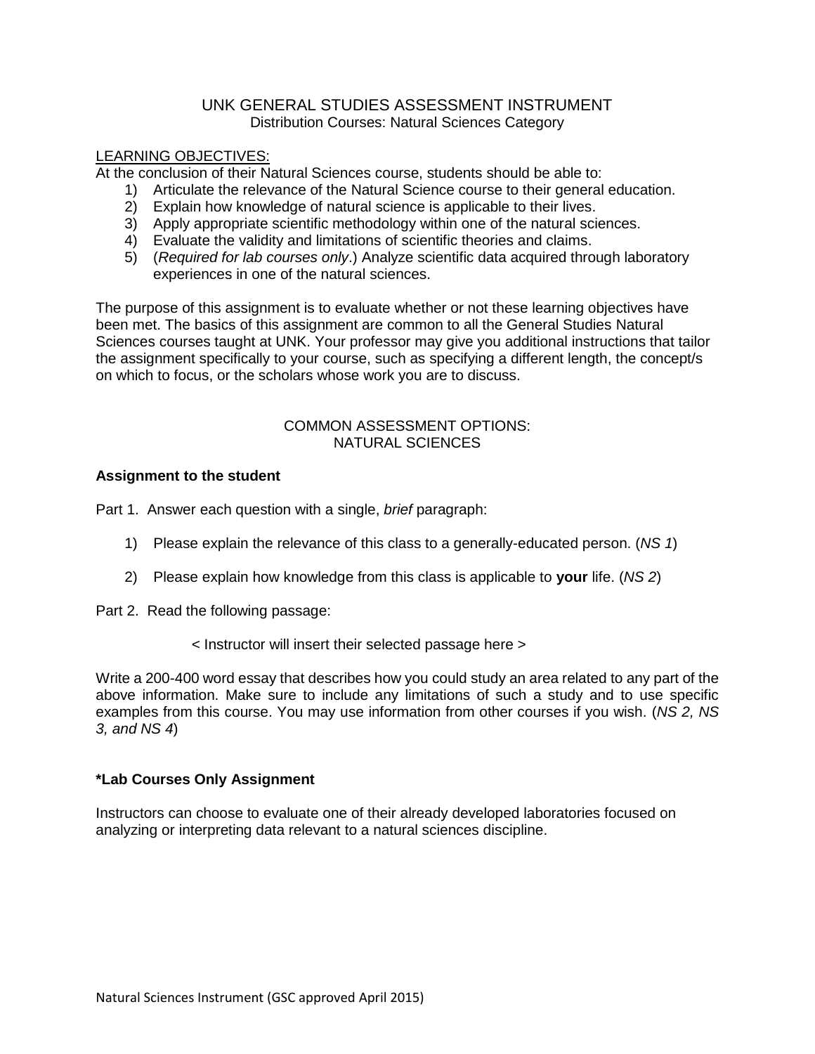# UNK GENERAL STUDIES ASSESSMENT INSTRUMENT

## Distribution Courses: Natural Sciences Category

LEARNING OBJECTIVES:

At the conclusion of their Natural Sciences course, students should be able to:

1) Articulate the relevance of the Natural Science course to their general education.
2) Explain how knowledge of natural science is applicable to their lives.
3) Apply appropriate scientific methodology within one of the natural sciences.
4) Evaluate the validity and limitations of scientific theories and claims.
5) (*Required for lab courses only*.) Analyze scientific data acquired through laboratory experiences in one of the natural sciences.

The purpose of this assignment is to evaluate whether or not these learning objectives have been met. The basics of this assignment are common to all the General Studies Natural Sciences courses taught at UNK. Your professor may give you additional instructions that tailor the assignment specifically to your course, such as specifying a different length, the concept/s on which to focus, or the scholars whose work you are to discuss.

## COMMON ASSESSMENT OPTIONS: NATURAL SCIENCES

**Assignment to the student**

Part 1. Answer each question with a single, *brief* paragraph:

1) Please explain the relevance of this class to a generally-educated person. (*NS 1*)
2) Please explain how knowledge from this class is applicable to **your** life. (*NS 2*)

Part 2. Read the following passage:

< Instructor will insert their selected passage here >

Write a 200-400 word essay that describes how you could study an area related to any part of the above information. Make sure to include any limitations of such a study and to use specific examples from this course. You may use information from other courses if you wish. (*NS 2, NS 3, and NS 4*)

**\*Lab Courses Only Assignment**

Instructors can choose to evaluate one of their already developed laboratories focused on analyzing or interpreting data relevant to a natural sciences discipline.

Natural Sciences Instrument (GSC approved April 2015)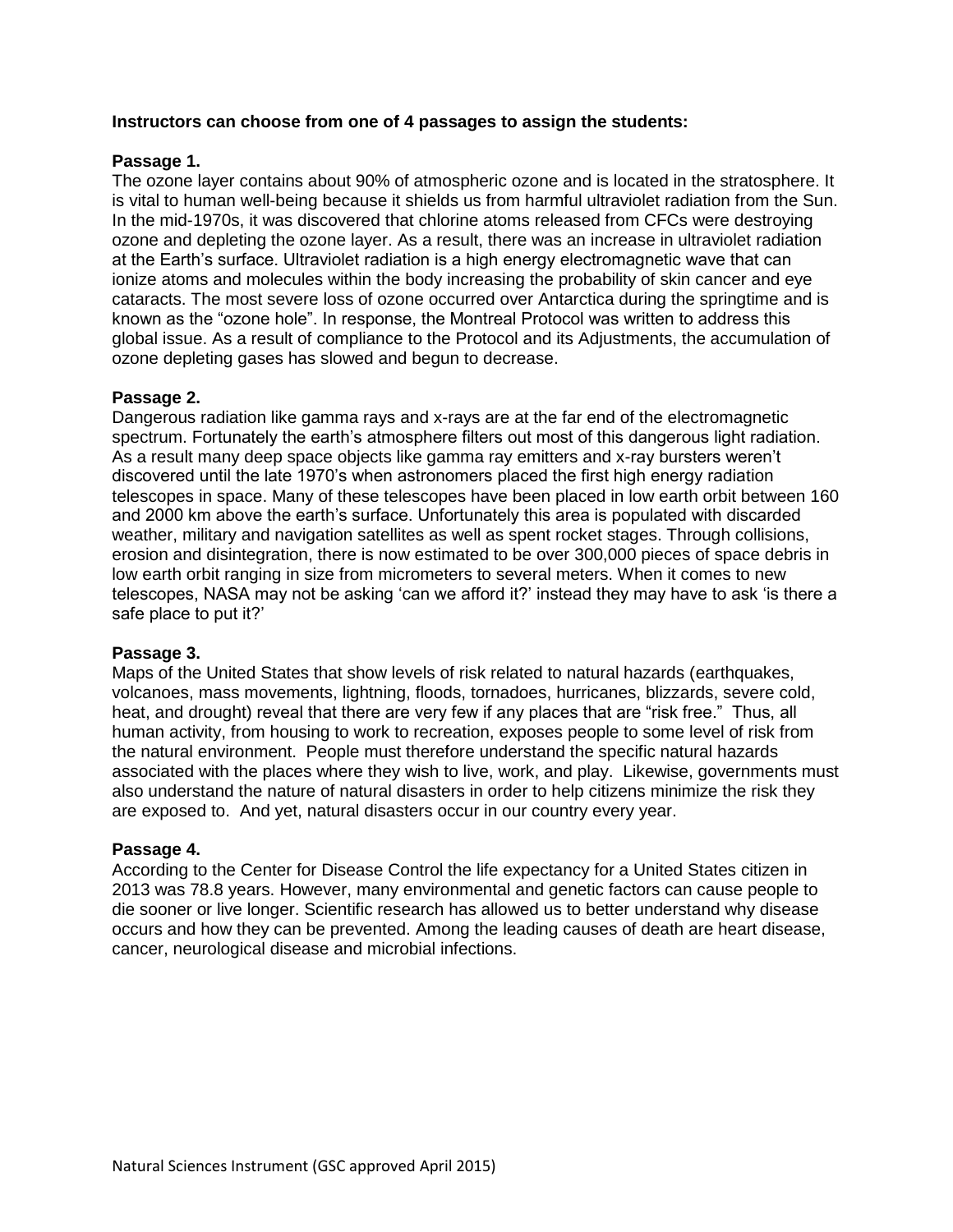**Instructors can choose from one of 4 passages to assign the students:**

**Passage 1.**

The ozone layer contains about 90% of atmospheric ozone and is located in the stratosphere. It is vital to human well-being because it shields us from harmful ultraviolet radiation from the Sun. In the mid-1970s, it was discovered that chlorine atoms released from CFCs were destroying ozone and depleting the ozone layer. As a result, there was an increase in ultraviolet radiation at the Earth's surface. Ultraviolet radiation is a high energy electromagnetic wave that can ionize atoms and molecules within the body increasing the probability of skin cancer and eye cataracts. The most severe loss of ozone occurred over Antarctica during the springtime and is known as the "ozone hole". In response, the Montreal Protocol was written to address this global issue. As a result of compliance to the Protocol and its Adjustments, the accumulation of ozone depleting gases has slowed and begun to decrease.

**Passage 2.**

Dangerous radiation like gamma rays and x-rays are at the far end of the electromagnetic spectrum. Fortunately the earth's atmosphere filters out most of this dangerous light radiation. As a result many deep space objects like gamma ray emitters and x-ray bursters weren't discovered until the late 1970's when astronomers placed the first high energy radiation telescopes in space. Many of these telescopes have been placed in low earth orbit between 160 and 2000 km above the earth's surface. Unfortunately this area is populated with discarded weather, military and navigation satellites as well as spent rocket stages. Through collisions, erosion and disintegration, there is now estimated to be over 300,000 pieces of space debris in low earth orbit ranging in size from micrometers to several meters. When it comes to new telescopes, NASA may not be asking 'can we afford it?' instead they may have to ask 'is there a safe place to put it?'

**Passage 3.**

Maps of the United States that show levels of risk related to natural hazards (earthquakes, volcanoes, mass movements, lightning, floods, tornadoes, hurricanes, blizzards, severe cold, heat, and drought) reveal that there are very few if any places that are "risk free." Thus, all human activity, from housing to work to recreation, exposes people to some level of risk from the natural environment. People must therefore understand the specific natural hazards associated with the places where they wish to live, work, and play. Likewise, governments must also understand the nature of natural disasters in order to help citizens minimize the risk they are exposed to. And yet, natural disasters occur in our country every year.

**Passage 4.**

According to the Center for Disease Control the life expectancy for a United States citizen in 2013 was 78.8 years. However, many environmental and genetic factors can cause people to die sooner or live longer. Scientific research has allowed us to better understand why disease occurs and how they can be prevented. Among the leading causes of death are heart disease, cancer, neurological disease and microbial infections.